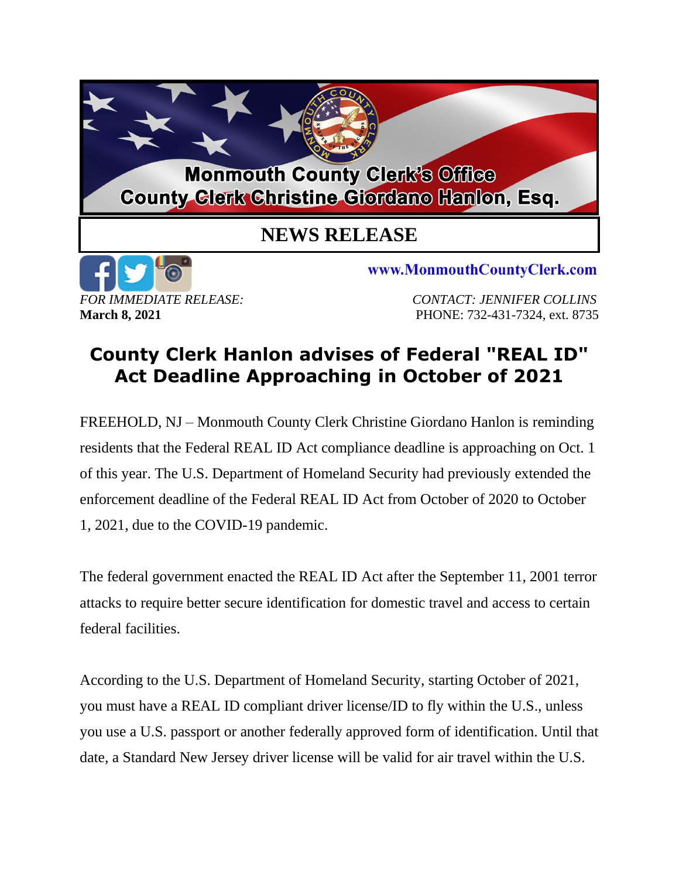**Monmouth County Clerk's Office**
**County Clerk Christine Giordano Hanlon, Esq.**

# NEWS RELEASE

www.MonmouthCountyClerk.com

*FOR IMMEDIATE RELEASE:*
**March 8, 2021**

*CONTACT: JENNIFER COLLINS*
PHONE: 732-431-7324, ext. 8735

## County Clerk Hanlon advises of Federal "REAL ID" Act Deadline Approaching in October of 2021

FREEHOLD, NJ – Monmouth County Clerk Christine Giordano Hanlon is reminding residents that the Federal REAL ID Act compliance deadline is approaching on Oct. 1 of this year. The U.S. Department of Homeland Security had previously extended the enforcement deadline of the Federal REAL ID Act from October of 2020 to October 1, 2021, due to the COVID-19 pandemic.

The federal government enacted the REAL ID Act after the September 11, 2001 terror attacks to require better secure identification for domestic travel and access to certain federal facilities.

According to the U.S. Department of Homeland Security, starting October of 2021, you must have a REAL ID compliant driver license/ID to fly within the U.S., unless you use a U.S. passport or another federally approved form of identification. Until that date, a Standard New Jersey driver license will be valid for air travel within the U.S.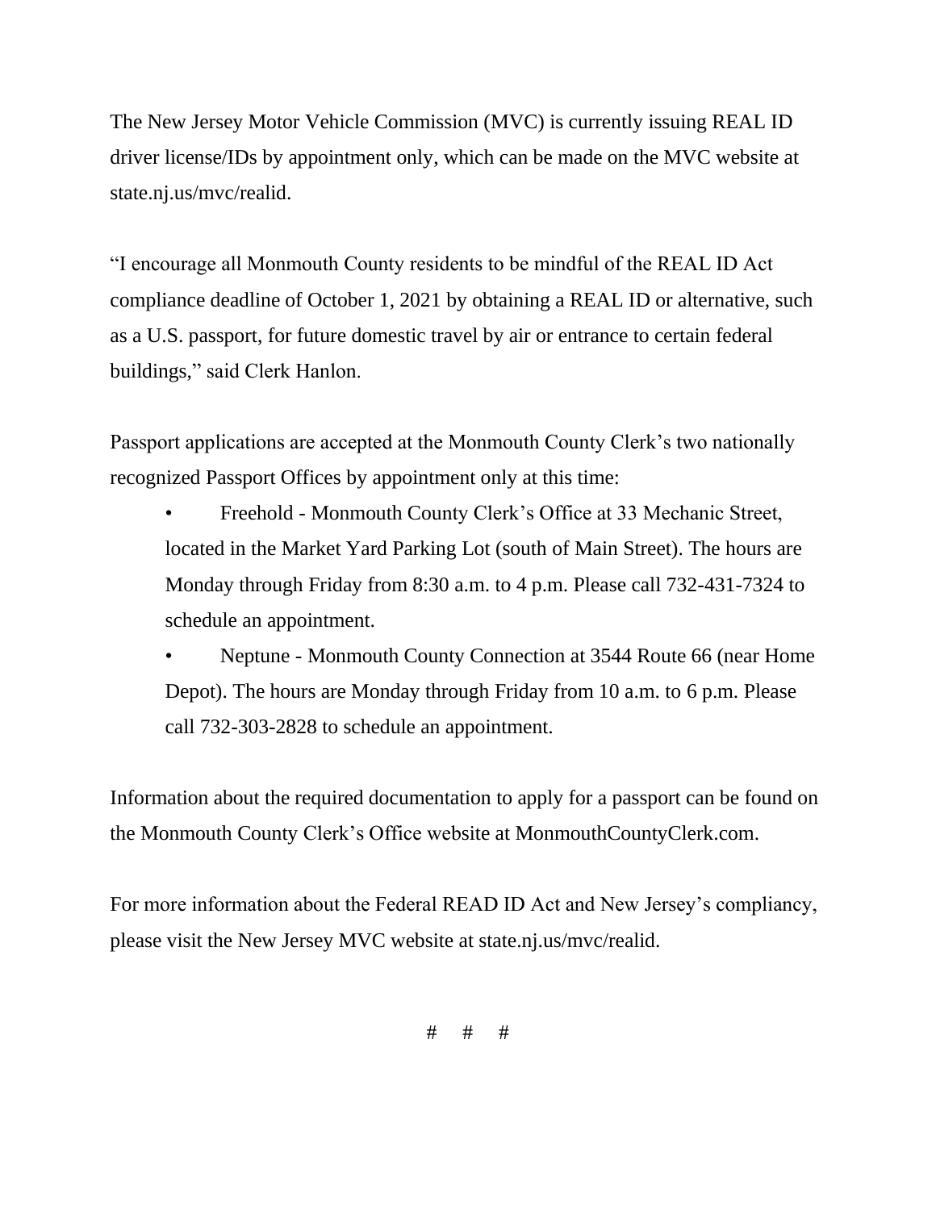The New Jersey Motor Vehicle Commission (MVC) is currently issuing REAL ID driver license/IDs by appointment only, which can be made on the MVC website at state.nj.us/mvc/realid.

"I encourage all Monmouth County residents to be mindful of the REAL ID Act compliance deadline of October 1, 2021 by obtaining a REAL ID or alternative, such as a U.S. passport, for future domestic travel by air or entrance to certain federal buildings," said Clerk Hanlon.

Passport applications are accepted at the Monmouth County Clerk's two nationally recognized Passport Offices by appointment only at this time:

- Freehold - Monmouth County Clerk's Office at 33 Mechanic Street, located in the Market Yard Parking Lot (south of Main Street). The hours are Monday through Friday from 8:30 a.m. to 4 p.m. Please call 732-431-7324 to schedule an appointment.
- Neptune - Monmouth County Connection at 3544 Route 66 (near Home Depot). The hours are Monday through Friday from 10 a.m. to 6 p.m. Please call 732-303-2828 to schedule an appointment.

Information about the required documentation to apply for a passport can be found on the Monmouth County Clerk's Office website at MonmouthCountyClerk.com.

For more information about the Federal READ ID Act and New Jersey's compliancy, please visit the New Jersey MVC website at state.nj.us/mvc/realid.

# # #